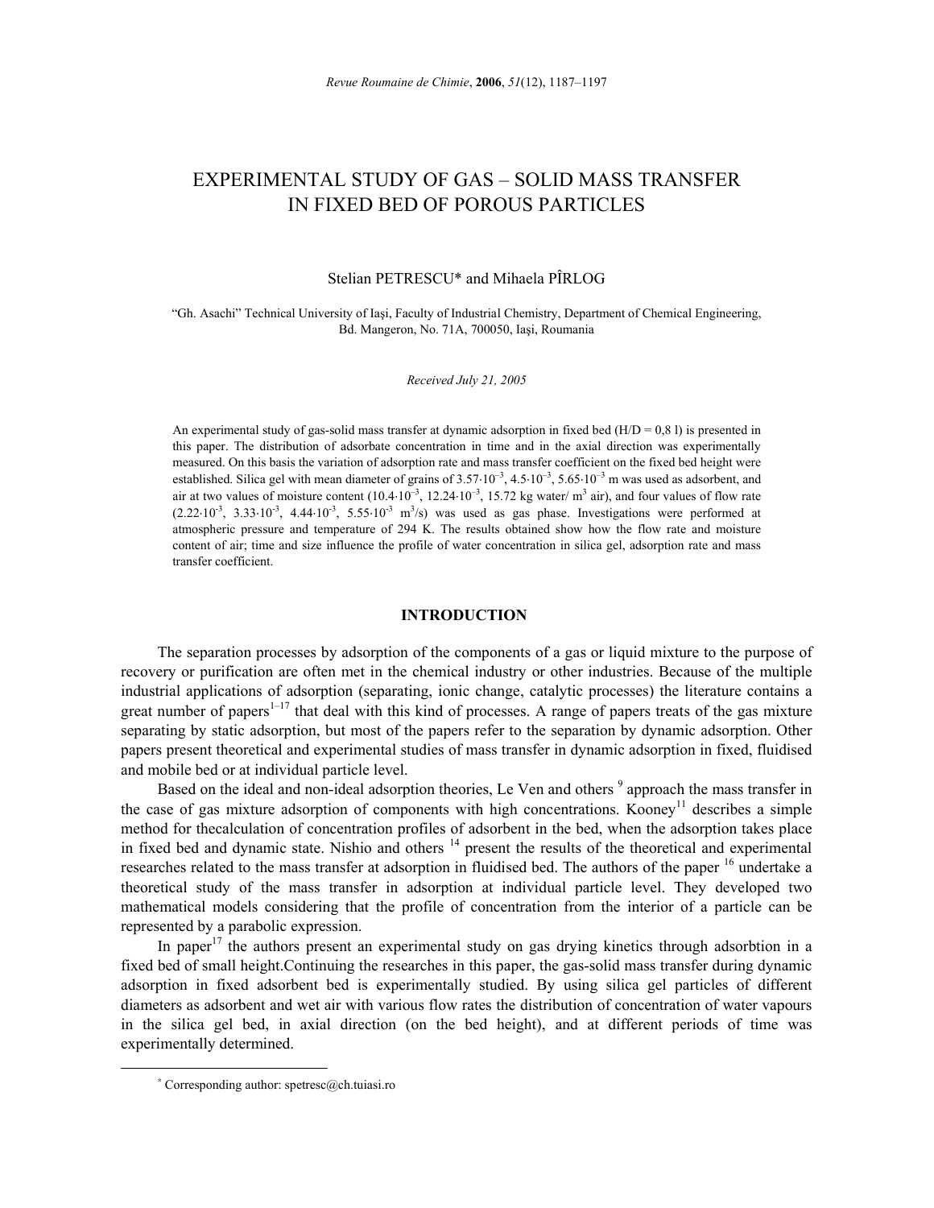# EXPERIMENTAL STUDY OF GAS – SOLID MASS TRANSFER IN FIXED BED OF POROUS PARTICLES

Stelian PETRESCU* and Mihaela PÎRLOG

"Gh. Asachi" Technical University of Iaşi, Faculty of Industrial Chemistry, Department of Chemical Engineering, Bd. Mangeron, No. 71A, 700050, Iaşi, Roumania

*Received July 21, 2005*

An experimental study of gas-solid mass transfer at dynamic adsorption in fixed bed (H/D = 0,8 l) is presented in this paper. The distribution of adsorbate concentration in time and in the axial direction was experimentally measured. On this basis the variation of adsorption rate and mass transfer coefficient on the fixed bed height were established. Silica gel with mean diameter of grains of $3.57{\cdot}10^{-3}$, $4.5{\cdot}10^{-3}$, $5.65{\cdot}10^{-3}$ m was used as adsorbent, and air at two values of moisture content ($10.4{\cdot}10^{-3}$, $12.24{\cdot}10^{-3}$, $15.72$ kg water/ $m^3$ air), and four values of flow rate ($2.22{\cdot}10^{-3}$, $3.33{\cdot}10^{-3}$, $4.44{\cdot}10^{-3}$, $5.55{\cdot}10^{-3}$ $m^3/s$) was used as gas phase. Investigations were performed at atmospheric pressure and temperature of 294 K. The results obtained show how the flow rate and moisture content of air; time and size influence the profile of water concentration in silica gel, adsorption rate and mass transfer coefficient.

## INTRODUCTION

The separation processes by adsorption of the components of a gas or liquid mixture to the purpose of recovery or purification are often met in the chemical industry or other industries. Because of the multiple industrial applications of adsorption (separating, ionic change, catalytic processes) the literature contains a great number of papers[1–17] that deal with this kind of processes. A range of papers treats of the gas mixture separating by static adsorption, but most of the papers refer to the separation by dynamic adsorption. Other papers present theoretical and experimental studies of mass transfer in dynamic adsorption in fixed, fluidised and mobile bed or at individual particle level.

Based on the ideal and non-ideal adsorption theories, Le Ven and others [9] approach the mass transfer in the case of gas mixture adsorption of components with high concentrations. Kooney[11] describes a simple method for thecalculation of concentration profiles of adsorbent in the bed, when the adsorption takes place in fixed bed and dynamic state. Nishio and others [14] present the results of the theoretical and experimental researches related to the mass transfer at adsorption in fluidised bed. The authors of the paper [16] undertake a theoretical study of the mass transfer in adsorption at individual particle level. They developed two mathematical models considering that the profile of concentration from the interior of a particle can be represented by a parabolic expression.

In paper[17] the authors present an experimental study on gas drying kinetics through adsorbtion in a fixed bed of small height.Continuing the researches in this paper, the gas-solid mass transfer during dynamic adsorption in fixed adsorbent bed is experimentally studied. By using silica gel particles of different diameters as adsorbent and wet air with various flow rates the distribution of concentration of water vapours in the silica gel bed, in axial direction (on the bed height), and at different periods of time was experimentally determined.

[*] Corresponding author: spetresc@ch.tuiasi.ro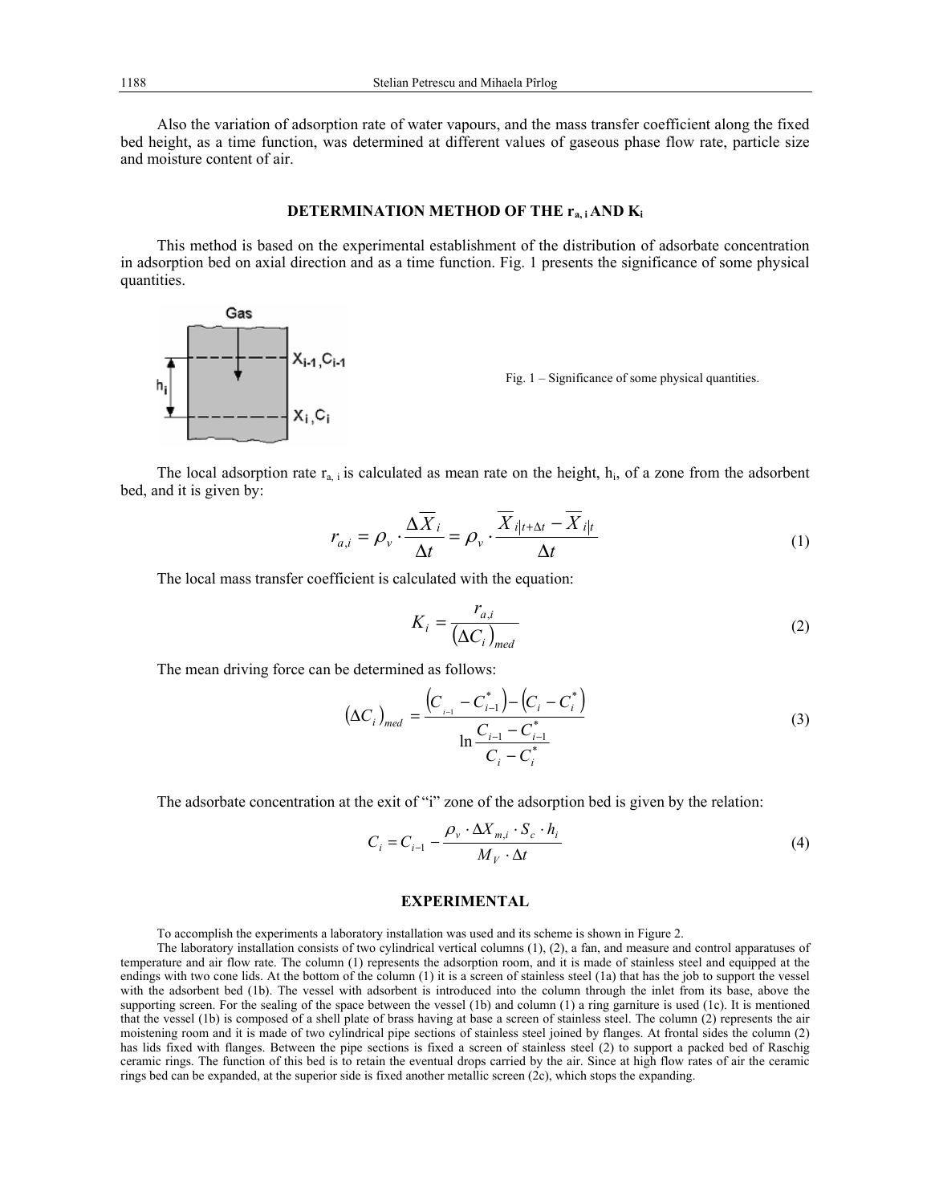Also the variation of adsorption rate of water vapours, and the mass transfer coefficient along the fixed bed height, as a time function, was determined at different values of gaseous phase flow rate, particle size and moisture content of air.

## DETERMINATION METHOD OF THE $r_{a,i}$ AND $K_i$

This method is based on the experimental establishment of the distribution of adsorbate concentration in adsorption bed on axial direction and as a time function. Fig. 1 presents the significance of some physical quantities.

Fig. 1 – Significance of some physical quantities.

The local adsorption rate $r_{a,i}$ is calculated as mean rate on the height, $h_i$, of a zone from the adsorbent bed, and it is given by:

$$r_{a,i} = \rho_v \cdot \frac{\Delta \overline{X}_i}{\Delta t} = \rho_v \cdot \frac{\overline{X}_{i|t+\Delta t} - \overline{X}_{i|t}}{\Delta t} \quad (1)$$

The local mass transfer coefficient is calculated with the equation:

$$K_i = \frac{r_{a,i}}{\left(\Delta C_i\right)_{med}} \quad (2)$$

The mean driving force can be determined as follows:

$$\left(\Delta C_i\right)_{med} = \frac{\left(C_{i-1} - C^*_{i-1}\right) - \left(C_i - C^*_i\right)}{\ln \dfrac{C_{i-1} - C^*_{i-1}}{C_i - C^*_i}} \quad (3)$$

The adsorbate concentration at the exit of "i" zone of the adsorption bed is given by the relation:

$$C_i = C_{i-1} - \frac{\rho_v \cdot \Delta X_{m,i} \cdot S_c \cdot h_i}{M_V \cdot \Delta t} \quad (4)$$

## EXPERIMENTAL

To accomplish the experiments a laboratory installation was used and its scheme is shown in Figure 2.

The laboratory installation consists of two cylindrical vertical columns (1), (2), a fan, and measure and control apparatuses of temperature and air flow rate. The column (1) represents the adsorption room, and it is made of stainless steel and equipped at the endings with two cone lids. At the bottom of the column (1) it is a screen of stainless steel (1a) that has the job to support the vessel with the adsorbent bed (1b). The vessel with adsorbent is introduced into the column through the inlet from its base, above the supporting screen. For the sealing of the space between the vessel (1b) and column (1) a ring garniture is used (1c). It is mentioned that the vessel (1b) is composed of a shell plate of brass having at base a screen of stainless steel. The column (2) represents the air moistening room and it is made of two cylindrical pipe sections of stainless steel joined by flanges. At frontal sides the column (2) has lids fixed with flanges. Between the pipe sections is fixed a screen of stainless steel (2) to support a packed bed of Raschig ceramic rings. The function of this bed is to retain the eventual drops carried by the air. Since at high flow rates of air the ceramic rings bed can be expanded, at the superior side is fixed another metallic screen (2c), which stops the expanding.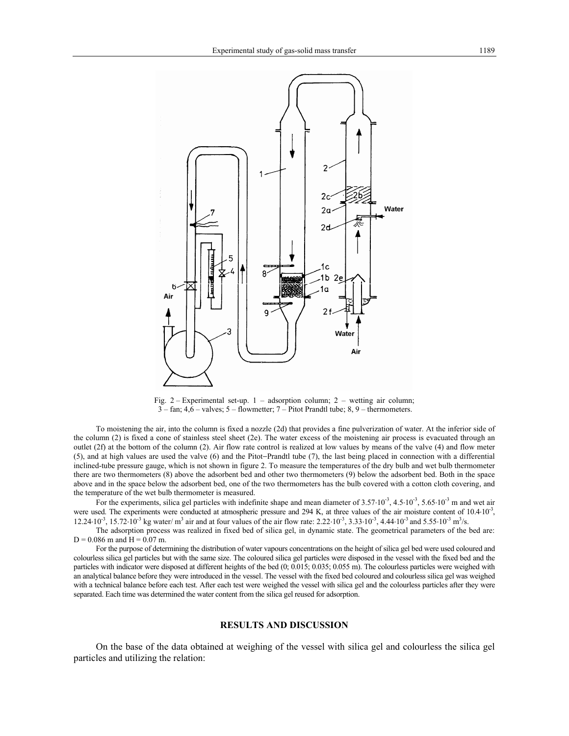Fig. 2 – Experimental set-up. 1 – adsorption column; 2 – wetting air column; 3 – fan; 4,6 – valves; 5 – flowmetter; 7 – Pitot Prandtl tube; 8, 9 – thermometers.

To moistening the air, into the column is fixed a nozzle (2d) that provides a fine pulverization of water. At the inferior side of the column (2) is fixed a cone of stainless steel sheet (2e). The water excess of the moistening air process is evacuated through an outlet (2f) at the bottom of the column (2). Air flow rate control is realized at low values by means of the valve (4) and flow meter (5), and at high values are used the valve (6) and the Pitot–Prandtl tube (7), the last being placed in connection with a differential inclined-tube pressure gauge, which is not shown in figure 2. To measure the temperatures of the dry bulb and wet bulb thermometer there are two thermometers (8) above the adsorbent bed and other two thermometers (9) below the adsorbent bed. Both in the space above and in the space below the adsorbent bed, one of the two thermometers has the bulb covered with a cotton cloth covering, and the temperature of the wet bulb thermometer is measured.

For the experiments, silica gel particles with indefinite shape and mean diameter of $3.57 \cdot 10^{-3}$, $4.5 \cdot 10^{-3}$, $5.65 \cdot 10^{-3}$ m and wet air were used. The experiments were conducted at atmospheric pressure and 294 K, at three values of the air moisture content of $10.4 \cdot 10^{-3}$, $12.24 \cdot 10^{-3}$, $15.72 \cdot 10^{-3}$ kg water/ $m^3$ air and at four values of the air flow rate: $2.22 \cdot 10^{-3}$, $3.33 \cdot 10^{-3}$, $4.44 \cdot 10^{-3}$ and $5.55 \cdot 10^{-3}$ $m^3/s$.

The adsorption process was realized in fixed bed of silica gel, in dynamic state. The geometrical parameters of the bed are: $D = 0.086$ m and $H = 0.07$ m.

For the purpose of determining the distribution of water vapours concentrations on the height of silica gel bed were used coloured and colourless silica gel particles but with the same size. The coloured silica gel particles were disposed in the vessel with the fixed bed and the particles with indicator were disposed at different heights of the bed (0; 0.015; 0.035; 0.055 m). The colourless particles were weighed with an analytical balance before they were introduced in the vessel. The vessel with the fixed bed coloured and colourless silica gel was weighed with a technical balance before each test. After each test were weighed the vessel with silica gel and the colourless particles after they were separated. Each time was determined the water content from the silica gel reused for adsorption.

## RESULTS AND DISCUSSION

On the base of the data obtained at weighing of the vessel with silica gel and colourless the silica gel particles and utilizing the relation: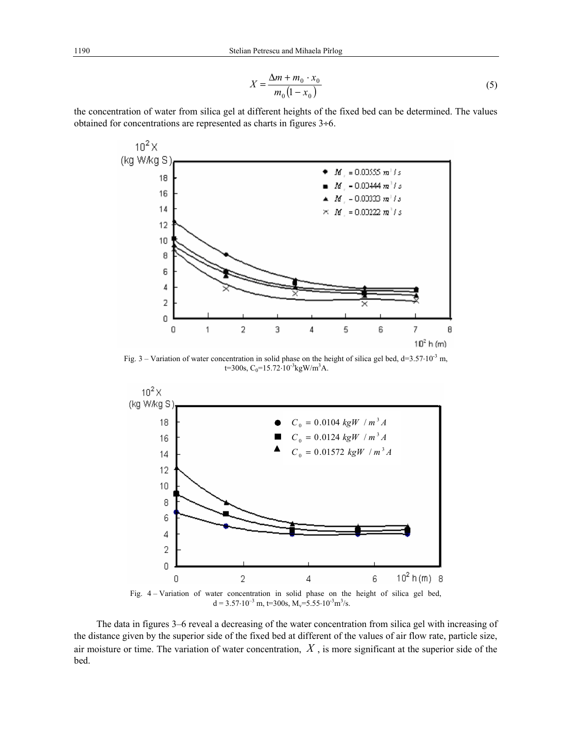$$X = \frac{\Delta m + m_0 \cdot x_0}{m_0 \left(1 - x_0\right)} \tag{5}$$

the concentration of water from silica gel at different heights of the fixed bed can be determined. The values obtained for concentrations are represented as charts in figures 3÷6.

Fig. 3 – Variation of water concentration in solid phase on the height of silica gel bed, $d=3.57 \cdot 10^{-3}$ m, $t=300$s, $C_0=15.72 \cdot 10^{-3}$kgW/m$^3$A.

Fig. 4 – Variation of water concentration in solid phase on the height of silica gel bed, $d = 3.57 \cdot 10^{-3}$ m, $t=300$s, $M_v=5.55 \cdot 10^{-3}$m$^3$/s.

The data in figures 3–6 reveal a decreasing of the water concentration from silica gel with increasing of the distance given by the superior side of the fixed bed at different of the values of air flow rate, particle size, air moisture or time. The variation of water concentration, $X$, is more significant at the superior side of the bed.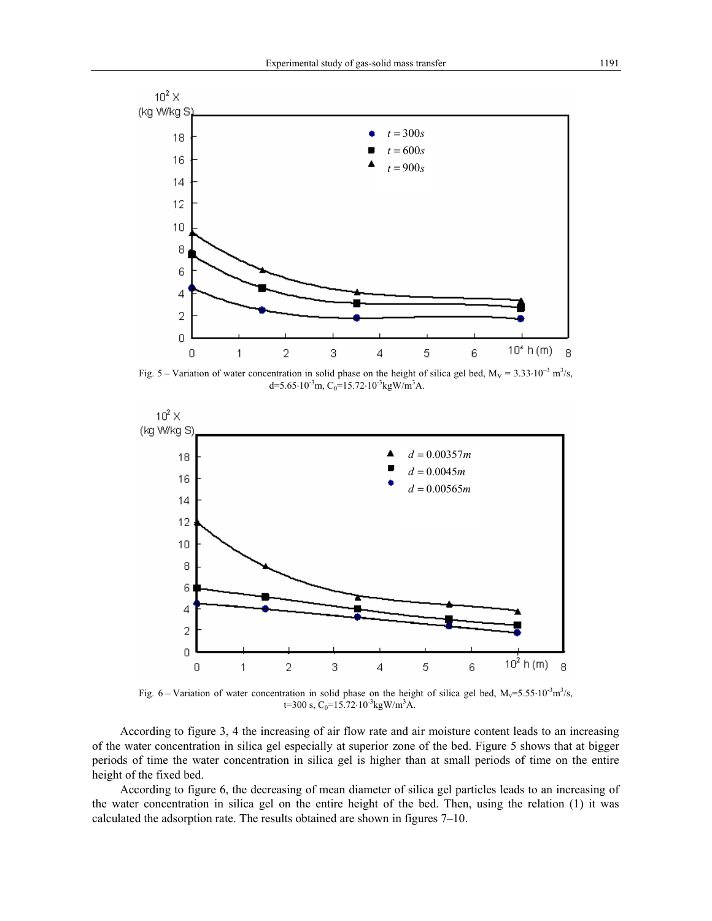Fig. 5 – Variation of water concentration in solid phase on the height of silica gel bed, $M_V = 3.33 \cdot 10^{-3}$ $m^3/s$, $d = 5.65 \cdot 10^{-3}$m, $C_0 = 15.72 \cdot 10^{-3}$kgW/$m^3$A.

Fig. 6 – Variation of water concentration in solid phase on the height of silica gel bed, $M_v = 5.55 \cdot 10^{-3} m^3/s$, t=300 s, $C_0 = 15.72 \cdot 10^{-3}$kgW/$m^3$A.

According to figure 3, 4 the increasing of air flow rate and air moisture content leads to an increasing of the water concentration in silica gel especially at superior zone of the bed. Figure 5 shows that at bigger periods of time the water concentration in silica gel is higher than at small periods of time on the entire height of the fixed bed.

According to figure 6, the decreasing of mean diameter of silica gel particles leads to an increasing of the water concentration in silica gel on the entire height of the bed. Then, using the relation (1) it was calculated the adsorption rate. The results obtained are shown in figures 7–10.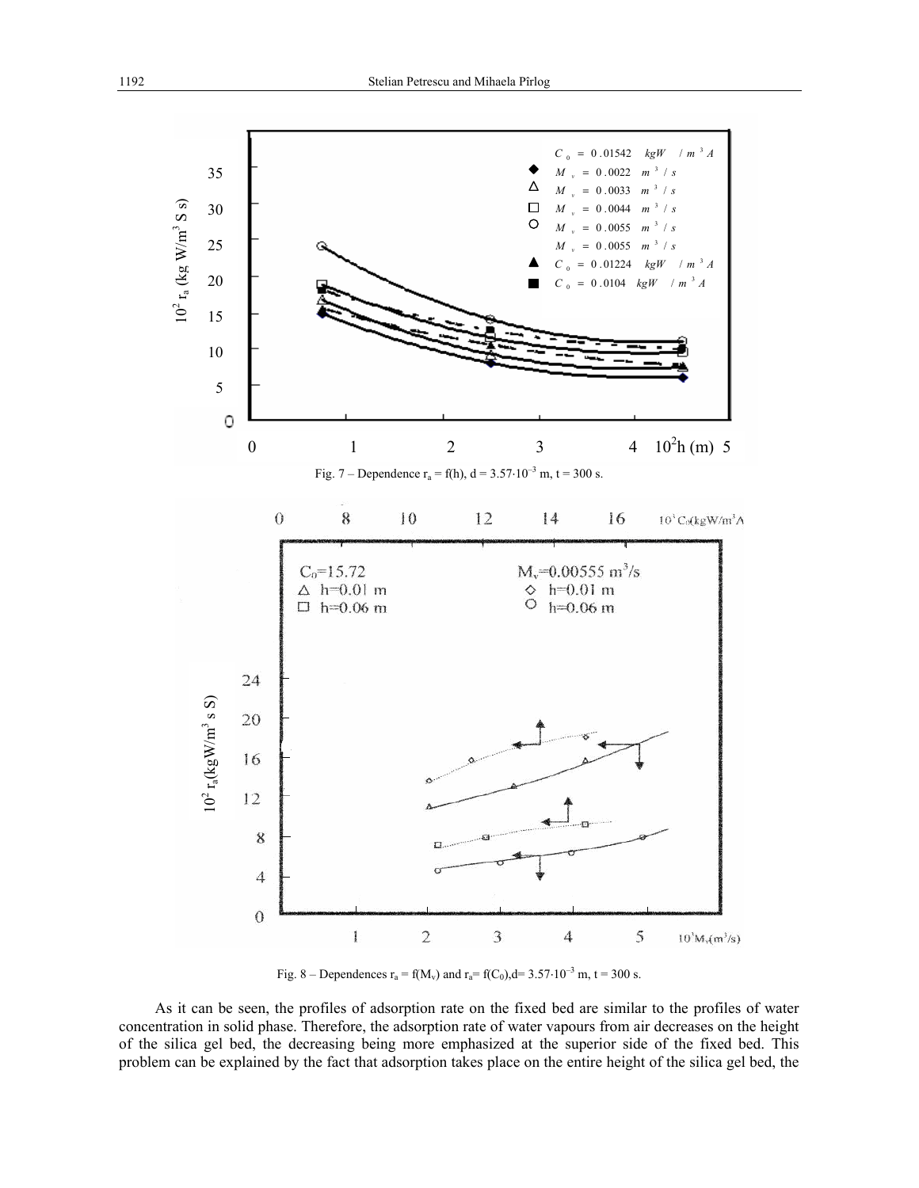Fig. 7 – Dependence $r_a = f(h)$, $d = 3.57 \cdot 10^{-3}$ m, $t = 300$ s.

Fig. 8 – Dependences $r_a = f(M_v)$ and $r_a = f(C_0)$, $d = 3.57 \cdot 10^{-3}$ m, $t = 300$ s.

As it can be seen, the profiles of adsorption rate on the fixed bed are similar to the profiles of water concentration in solid phase. Therefore, the adsorption rate of water vapours from air decreases on the height of the silica gel bed, the decreasing being more emphasized at the superior side of the fixed bed. This problem can be explained by the fact that adsorption takes place on the entire height of the silica gel bed, the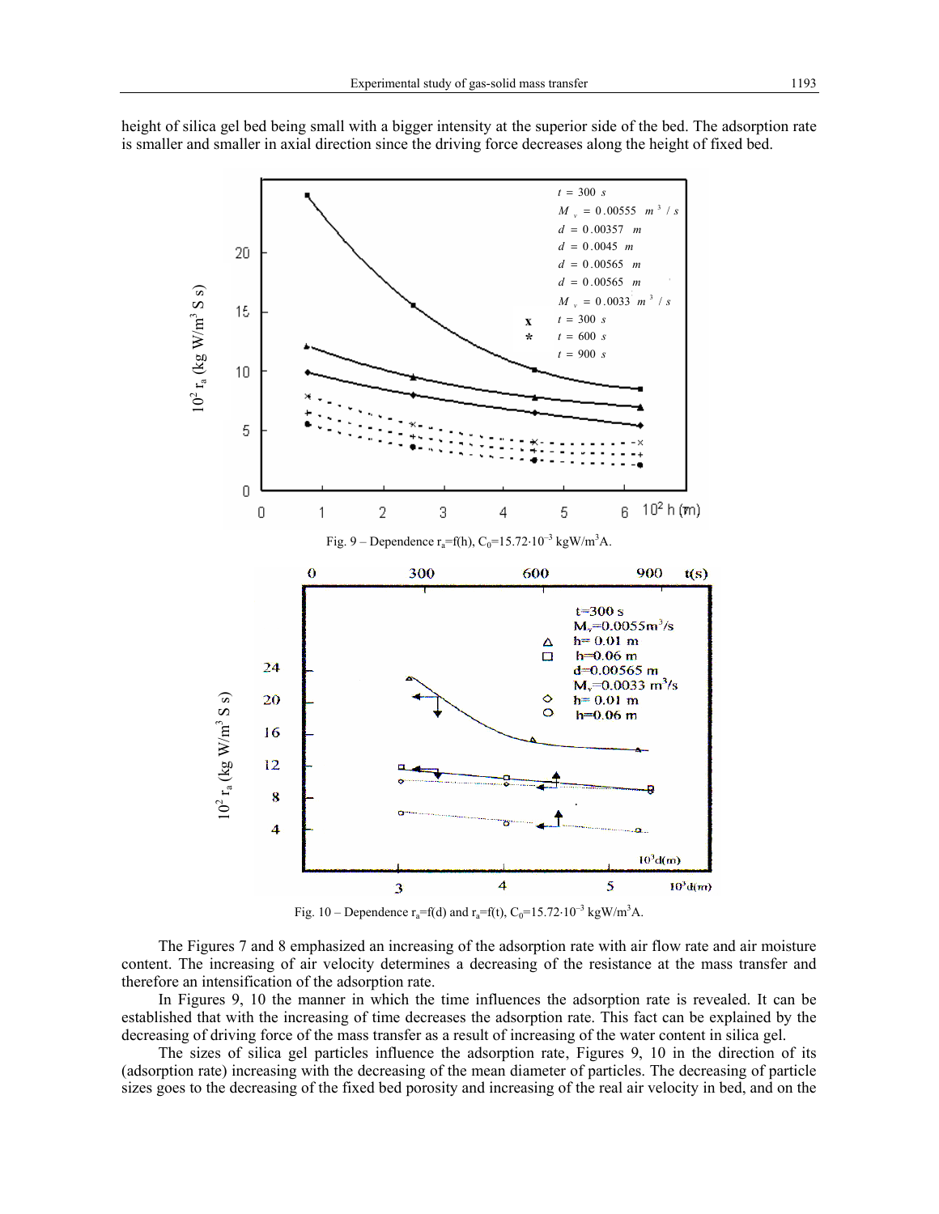height of silica gel bed being small with a bigger intensity at the superior side of the bed. The adsorption rate is smaller and smaller in axial direction since the driving force decreases along the height of fixed bed.

Fig. 9 – Dependence $r_a=f(h)$, $C_0=15.72\cdot10^{-3}$ kgW/m$^3$A.

Fig. 10 – Dependence $r_a=f(d)$ and $r_a=f(t)$, $C_0=15.72\cdot10^{-3}$ kgW/m$^3$A.

The Figures 7 and 8 emphasized an increasing of the adsorption rate with air flow rate and air moisture content. The increasing of air velocity determines a decreasing of the resistance at the mass transfer and therefore an intensification of the adsorption rate.

In Figures 9, 10 the manner in which the time influences the adsorption rate is revealed. It can be established that with the increasing of time decreases the adsorption rate. This fact can be explained by the decreasing of driving force of the mass transfer as a result of increasing of the water content in silica gel.

The sizes of silica gel particles influence the adsorption rate, Figures 9, 10 in the direction of its (adsorption rate) increasing with the decreasing of the mean diameter of particles. The decreasing of particle sizes goes to the decreasing of the fixed bed porosity and increasing of the real air velocity in bed, and on the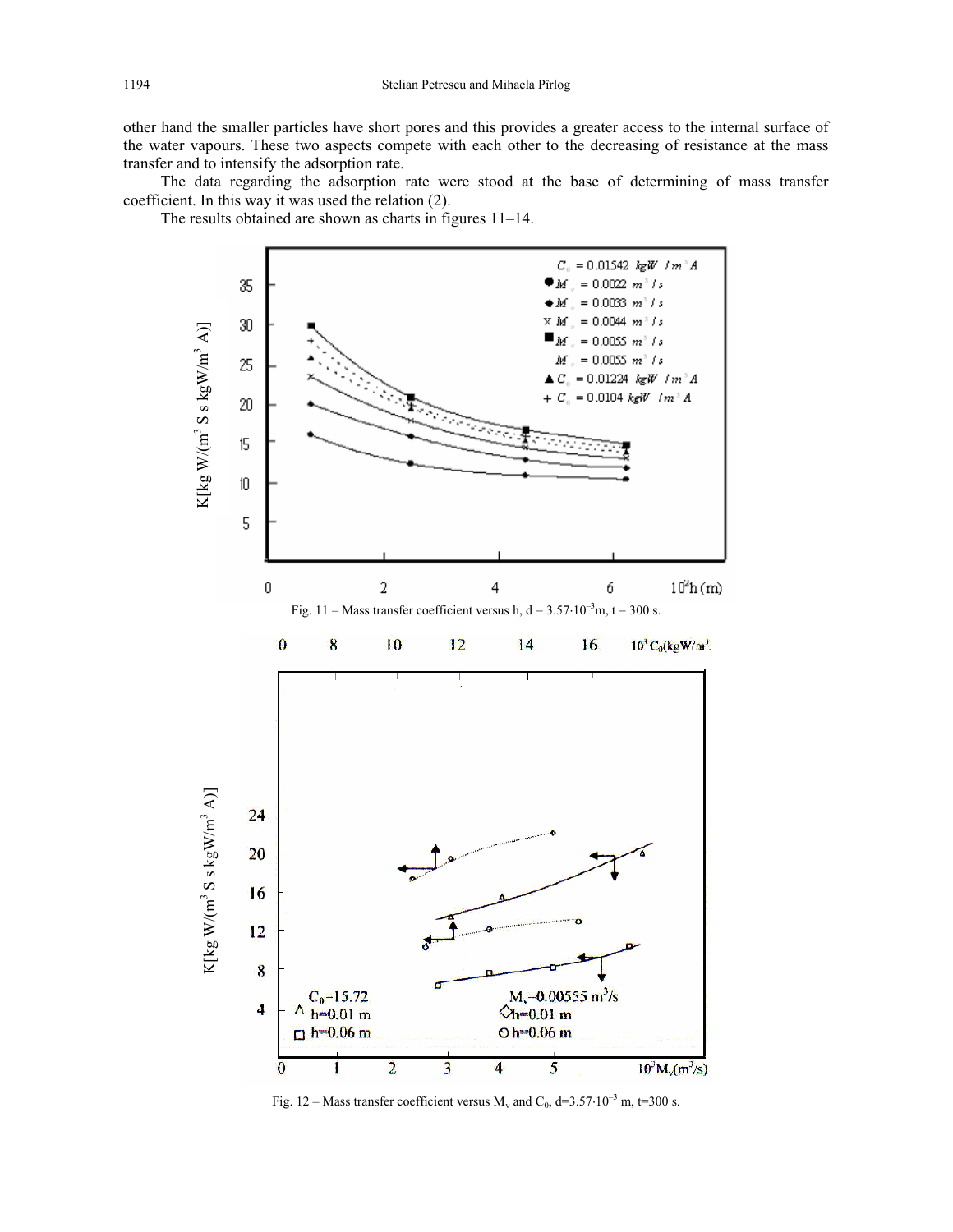other hand the smaller particles have short pores and this provides a greater access to the internal surface of the water vapours. These two aspects compete with each other to the decreasing of resistance at the mass transfer and to intensify the adsorption rate.

The data regarding the adsorption rate were stood at the base of determining of mass transfer coefficient. In this way it was used the relation (2).

The results obtained are shown as charts in figures 11–14.

Fig. 11 – Mass transfer coefficient versus h, d = $3.57 \cdot 10^{-3}$ m, t = 300 s.

Fig. 12 – Mass transfer coefficient versus $M_v$ and $C_0$, d=$3.57 \cdot 10^{-3}$ m, t=300 s.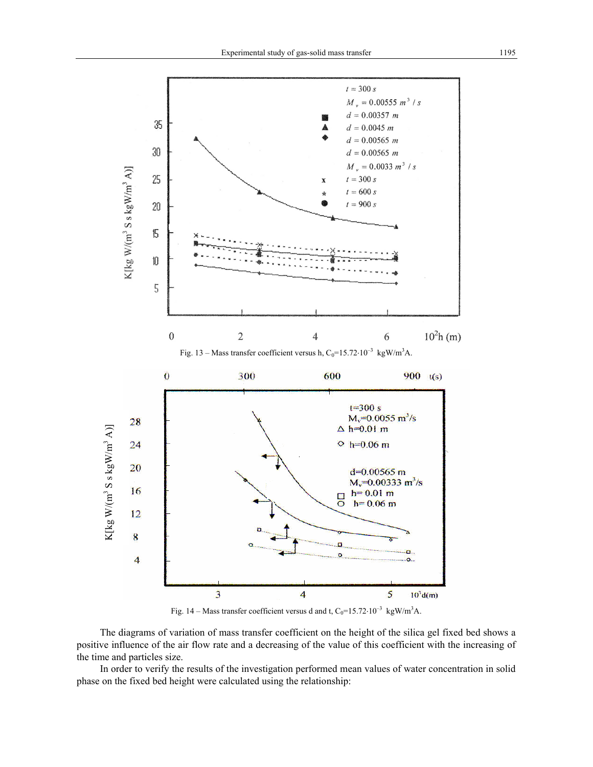Fig. 13 – Mass transfer coefficient versus h, $C_0$=15.72·10$^{-3}$ kgW/m$^3$A.

Fig. 14 – Mass transfer coefficient versus d and t, $C_0$=15.72·10$^{-3}$ kgW/m$^3$A.

The diagrams of variation of mass transfer coefficient on the height of the silica gel fixed bed shows a positive influence of the air flow rate and a decreasing of the value of this coefficient with the increasing of the time and particles size.

In order to verify the results of the investigation performed mean values of water concentration in solid phase on the fixed bed height were calculated using the relationship: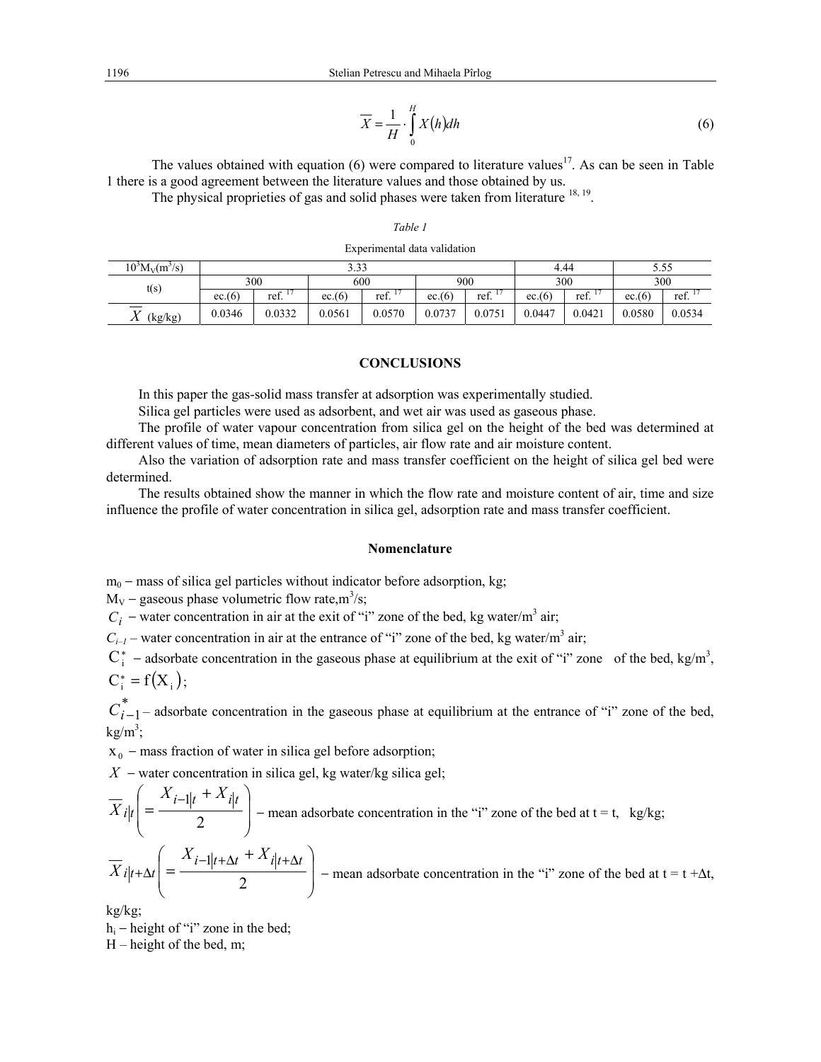$$\overline{X} = \frac{1}{H} \cdot \int_0^H X(h) dh \tag{6}$$

The values obtained with equation (6) were compared to literature values[17]. As can be seen in Table 1 there is a good agreement between the literature values and those obtained by us.

The physical proprieties of gas and solid phases were taken from literature [18, 19].

*Table 1*

Experimental data validation

| $10^3 M_V (m^3/s)$ | 3.33 | | | | | | 4.44 | | 5.55 | |
|---|---|---|---|---|---|---|---|---|---|---|
| t(s) | 300 | | 600 | | 900 | | 300 | | 300 | |
| | ec.(6) | ref. [17] | ec.(6) | ref. [17] | ec.(6) | ref. [17] | ec.(6) | ref. [17] | ec.(6) | ref. [17] |
| $\overline{X}$ (kg/kg) | 0.0346 | 0.0332 | 0.0561 | 0.0570 | 0.0737 | 0.0751 | 0.0447 | 0.0421 | 0.0580 | 0.0534 |

## CONCLUSIONS

In this paper the gas-solid mass transfer at adsorption was experimentally studied.

Silica gel particles were used as adsorbent, and wet air was used as gaseous phase.

The profile of water vapour concentration from silica gel on the height of the bed was determined at different values of time, mean diameters of particles, air flow rate and air moisture content.

Also the variation of adsorption rate and mass transfer coefficient on the height of silica gel bed were determined.

The results obtained show the manner in which the flow rate and moisture content of air, time and size influence the profile of water concentration in silica gel, adsorption rate and mass transfer coefficient.

## Nomenclature

$m_0$ − mass of silica gel particles without indicator before adsorption, kg;

$M_V$ − gaseous phase volumetric flow rate, $m^3/s$;

$C_i$ − water concentration in air at the exit of "i" zone of the bed, kg water/$m^3$ air;

$C_{i-1}$ – water concentration in air at the entrance of "i" zone of the bed, kg water/$m^3$ air;

$C_i^*$ − adsorbate concentration in the gaseous phase at equilibrium at the exit of "i" zone of the bed, kg/$m^3$, $C_i^* = f(X_i)$;

$C_{i-1}^*$ – adsorbate concentration in the gaseous phase at equilibrium at the entrance of "i" zone of the bed, kg/$m^3$;

$x_0$ − mass fraction of water in silica gel before adsorption;

$X$ − water concentration in silica gel, kg water/kg silica gel;

$\overline{X}_i\big|_t \left( = \dfrac{X_{i-1}\big|_t + X_i\big|_t}{2} \right)$ − mean adsorbate concentration in the "i" zone of the bed at t = t, kg/kg;

$\overline{X}_i\big|_{t+\Delta t} \left( = \dfrac{X_{i-1}\big|_{t+\Delta t} + X_i\big|_{t+\Delta t}}{2} \right)$ − mean adsorbate concentration in the "i" zone of the bed at t = t +Δt, kg/kg;

$h_i$ – height of "i" zone in the bed;

H – height of the bed, m;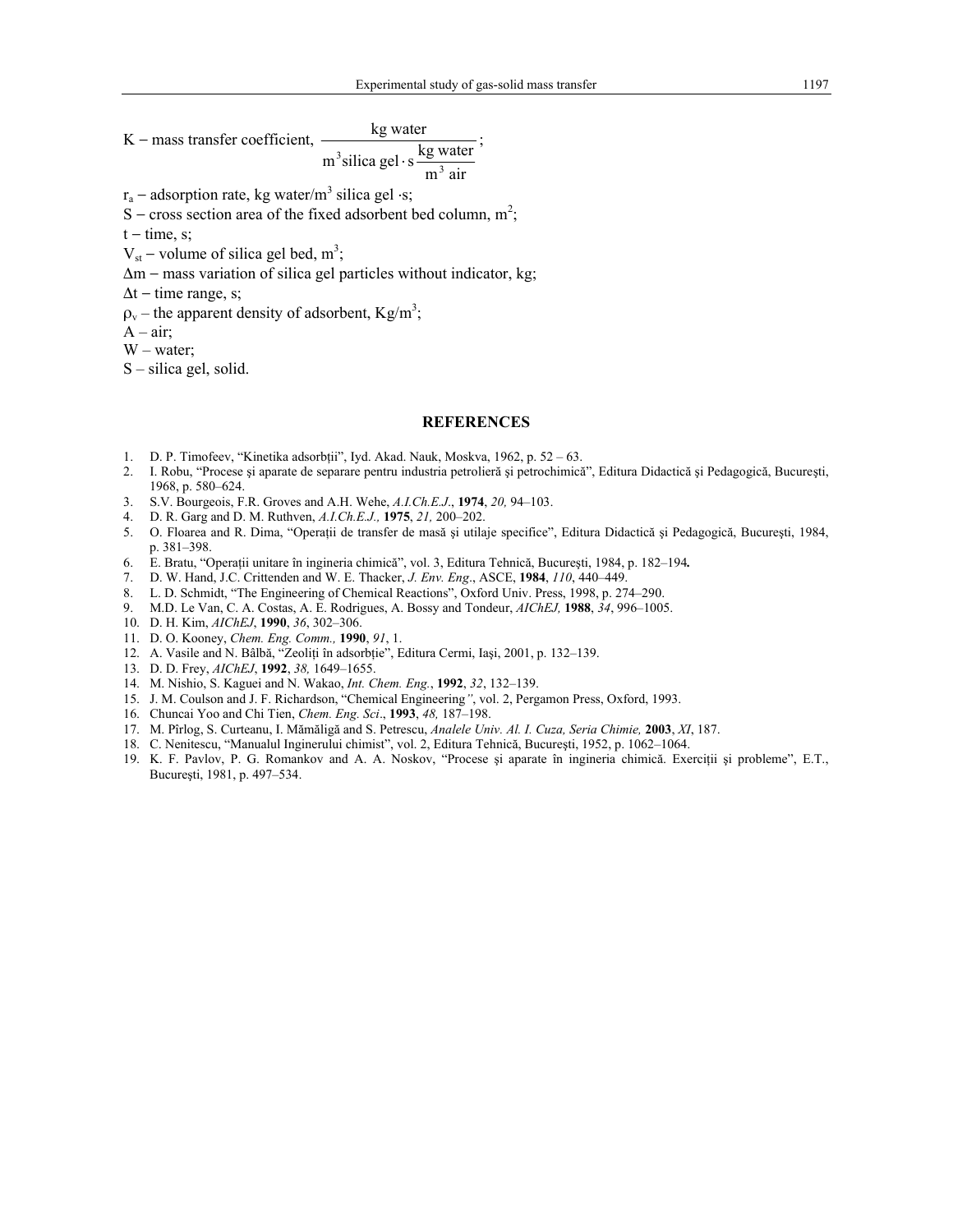K − mass transfer coefficient, $\dfrac{\text{kg water}}{\text{m}^3\text{silica gel}\cdot\text{s}\dfrac{\text{kg water}}{\text{m}^3\text{ air}}}$;

$r_a$ − adsorption rate, kg water/$m^3$ silica gel ·s;

S − cross section area of the fixed adsorbent bed column, $m^2$;

t − time, s;

$V_{st}$ − volume of silica gel bed, $m^3$;

$\Delta m$ − mass variation of silica gel particles without indicator, kg;

$\Delta t$ − time range, s;

$\rho_v$ – the apparent density of adsorbent, Kg/$m^3$;

A – air;

W – water;

S – silica gel, solid.

## REFERENCES

1. D. P. Timofeev, “Kinetika adsorbţii”, Iyd. Akad. Nauk, Moskva, 1962, p. 52 – 63.
2. I. Robu, “Procese şi aparate de separare pentru industria petrolieră şi petrochimică”, Editura Didactică şi Pedagogică, Bucureşti, 1968, p. 580–624.
3. S.V. Bourgeois, F.R. Groves and A.H. Wehe, *A.I.Ch.E.J*., **1974**, *20,* 94–103.
4. D. R. Garg and D. M. Ruthven, *A.I.Ch.E.J.,* **1975**, *21,* 200–202.
5. O. Floarea and R. Dima, “Operaţii de transfer de masă şi utilaje specifice”, Editura Didactică şi Pedagogică, Bucureşti, 1984, p. 381–398.
6. E. Bratu, “Operaţii unitare în ingineria chimică”, vol. 3, Editura Tehnică, Bucureşti, 1984, p. 182–194**.**
7. D. W. Hand, J.C. Crittenden and W. E. Thacker, *J. Env. Eng*., ASCE, **1984**, *110*, 440–449.
8. L. D. Schmidt, “The Engineering of Chemical Reactions”, Oxford Univ. Press, 1998, p. 274–290.
9. M.D. Le Van, C. A. Costas, A. E. Rodrigues, A. Bossy and Tondeur, *AIChEJ,* **1988**, *34*, 996–1005.
10. D. H. Kim, *AIChEJ*, **1990**, *36*, 302–306.
11. D. O. Kooney, *Chem. Eng. Comm.,* **1990**, *91*, 1.
12. A. Vasile and N. Bâlbă, “Zeoliţi în adsorbţie”, Editura Cermi, Iaşi, 2001, p. 132–139.
13. D. D. Frey, *AIChEJ*, **1992**, *38,* 1649–1655.
14. M. Nishio, S. Kaguei and N. Wakao, *Int. Chem. Eng.*, **1992**, *32*, 132–139.
15. J. M. Coulson and J. F. Richardson, “Chemical Engineering*”*, vol. 2, Pergamon Press, Oxford, 1993.
16. Chuncai Yoo and Chi Tien, *Chem. Eng. Sci*., **1993**, *48,* 187–198.
17. M. Pîrlog, S. Curteanu, I. Mămăligă and S. Petrescu, *Analele Univ. Al. I. Cuza, Seria Chimie,* **2003**, *XI*, 187.
18. C. Nenitescu, “Manualul Inginerului chimist”, vol. 2, Editura Tehnică, Bucureşti, 1952, p. 1062–1064.
19. K. F. Pavlov, P. G. Romankov and A. A. Noskov, “Procese şi aparate în ingineria chimică. Exerciţii şi probleme”, E.T., Bucureşti, 1981, p. 497–534.